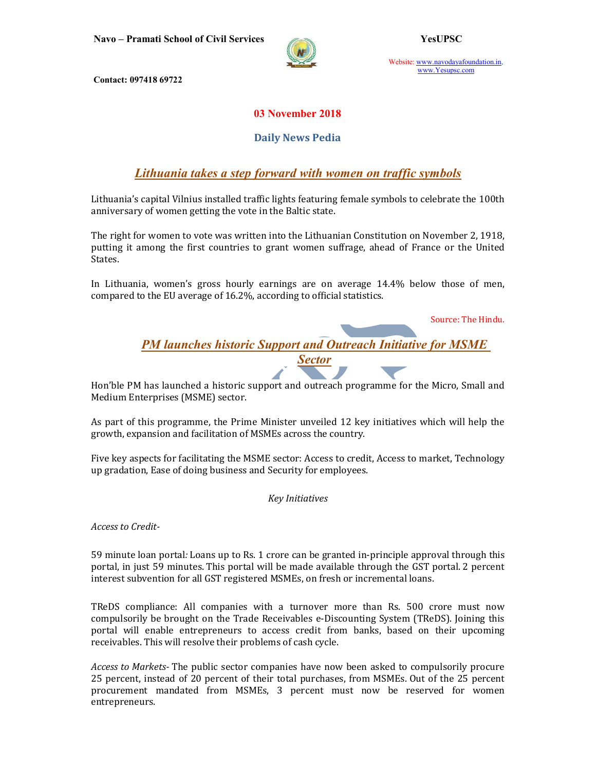**03 November 2018**

**Daily News Pedia**

## *Lithuania takes a step forward with women on traffic symbols*

Lithuania's capital Vilnius installed traffic lights featuring female symbols to celebrate the 100th anniversary of women getting the vote in the Baltic state.

The right for women to vote was written into the Lithuanian Constitution on November 2, 1918, putting it among the first countries to grant women suffrage, ahead of France or the United States.

In Lithuania, women's gross hourly earnings are on average 14.4% below those of men, compared to the EU average of 16.2%, according to official statistics.

Source: The Hindu.

## *PM launches historic Support and Outreach Initiative for MSME Sector*

Hon'ble PM has launched a historic support and outreach programme for the Micro, Small and Medium Enterprises (MSME) sector.

As part of this programme, the Prime Minister unveiled 12 key initiatives which will help the growth, expansion and facilitation of MSMEs across the country.

Five key aspects for facilitating the MSME sector: Access to credit, Access to market, Technology up gradation, Ease of doing business and Security for employees.

*Key Initiatives*

*Access to Credit-*

59 minute loan portal*:* Loans up to Rs. 1 crore can be granted in-principle approval through this portal, in just 59 minutes. This portal will be made available through the GST portal. 2 percent interest subvention for all GST registered MSMEs, on fresh or incremental loans.

TReDS compliance: All companies with a turnover more than Rs. 500 crore must now compulsorily be brought on the Trade Receivables e-Discounting System (TReDS). Joining this portal will enable entrepreneurs to access credit from banks, based on their upcoming receivables. This will resolve their problems of cash cycle.

*Access to Markets-* The public sector companies have now been asked to compulsorily procure 25 percent, instead of 20 percent of their total purchases, from MSMEs. Out of the 25 percent procurement mandated from MSMEs, 3 percent must now be reserved for women entrepreneurs.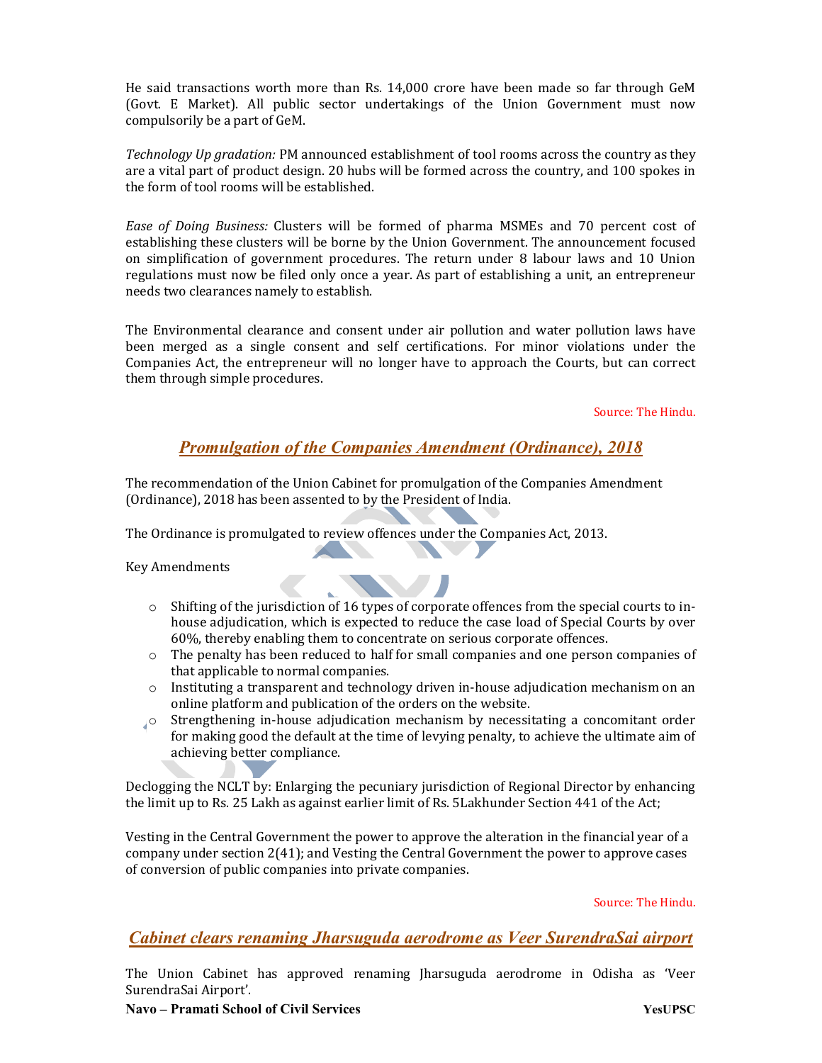He said transactions worth more than Rs. 14,000 crore have been made so far through GeM (Govt. E Market). All public sector undertakings of the Union Government must now compulsorily be a part of GeM.

*Technology Up gradation:* PM announced establishment of tool rooms across the country as they are a vital part of product design. 20 hubs will be formed across the country, and 100 spokes in the form of tool rooms will be established.

*Ease of Doing Business:* Clusters will be formed of pharma MSMEs and 70 percent cost of establishing these clusters will be borne by the Union Government. The announcement focused on simplification of government procedures. The return under 8 labour laws and 10 Union regulations must now be filed only once a year. As part of establishing a unit, an entrepreneur needs two clearances namely to establish.

The Environmental clearance and consent under air pollution and water pollution laws have been merged as a single consent and self certifications. For minor violations under the Companies Act, the entrepreneur will no longer have to approach the Courts, but can correct them through simple procedures.

Source: The Hindu.

## *Promulgation of the Companies Amendment (Ordinance), 2018*

The recommendation of the Union Cabinet for promulgation of the Companies Amendment (Ordinance), 2018 has been assented to by the President of India.

The Ordinance is promulgated to review offences under the Companies Act, 2013.

Key Amendments

- Shifting of the jurisdiction of 16 types of corporate offences from the special courts to in-house adjudication, which is expected to reduce the case load of Special Courts by over 60%, thereby enabling them to concentrate on serious corporate offences.
- The penalty has been reduced to half for small companies and one person companies of that applicable to normal companies.
- Instituting a transparent and technology driven in-house adjudication mechanism on an online platform and publication of the orders on the website.
- Strengthening in-house adjudication mechanism by necessitating a concomitant order for making good the default at the time of levying penalty, to achieve the ultimate aim of achieving better compliance.

Declogging the NCLT by: Enlarging the pecuniary jurisdiction of Regional Director by enhancing the limit up to Rs. 25 Lakh as against earlier limit of Rs. 5Lakhunder Section 441 of the Act;

Vesting in the Central Government the power to approve the alteration in the financial year of a company under section 2(41); and Vesting the Central Government the power to approve cases of conversion of public companies into private companies.

Source: The Hindu.

## *Cabinet clears renaming Jharsuguda aerodrome as Veer SurendraSai airport*

The Union Cabinet has approved renaming Jharsuguda aerodrome in Odisha as 'Veer SurendraSai Airport'.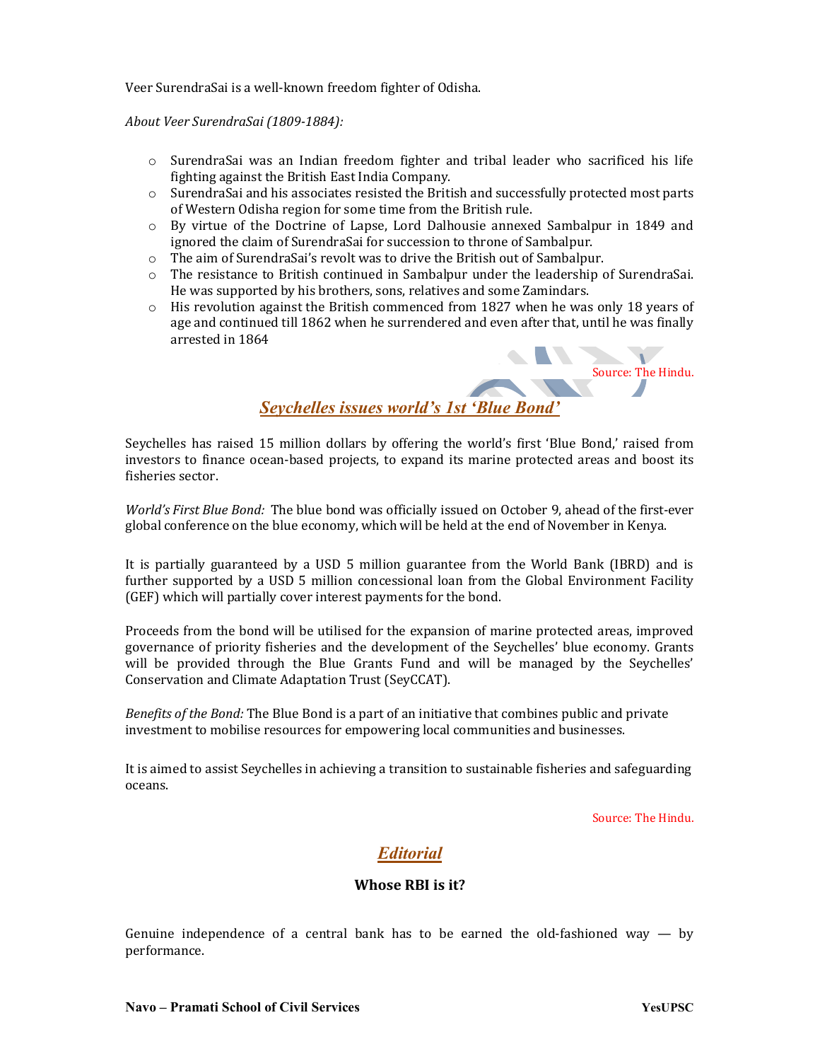Veer SurendraSai is a well-known freedom fighter of Odisha.

*About Veer SurendraSai (1809-1884):*

- SurendraSai was an Indian freedom fighter and tribal leader who sacrificed his life fighting against the British East India Company.
- SurendraSai and his associates resisted the British and successfully protected most parts of Western Odisha region for some time from the British rule.
- By virtue of the Doctrine of Lapse, Lord Dalhousie annexed Sambalpur in 1849 and ignored the claim of SurendraSai for succession to throne of Sambalpur.
- The aim of SurendraSai's revolt was to drive the British out of Sambalpur.
- The resistance to British continued in Sambalpur under the leadership of SurendraSai. He was supported by his brothers, sons, relatives and some Zamindars.
- His revolution against the British commenced from 1827 when he was only 18 years of age and continued till 1862 when he surrendered and even after that, until he was finally arrested in 1864

Source: The Hindu.

## *Seychelles issues world's 1st 'Blue Bond'*

Seychelles has raised 15 million dollars by offering the world's first 'Blue Bond,' raised from investors to finance ocean-based projects, to expand its marine protected areas and boost its fisheries sector.

*World's First Blue Bond:* The blue bond was officially issued on October 9, ahead of the first-ever global conference on the blue economy, which will be held at the end of November in Kenya.

It is partially guaranteed by a USD 5 million guarantee from the World Bank (IBRD) and is further supported by a USD 5 million concessional loan from the Global Environment Facility (GEF) which will partially cover interest payments for the bond.

Proceeds from the bond will be utilised for the expansion of marine protected areas, improved governance of priority fisheries and the development of the Seychelles' blue economy. Grants will be provided through the Blue Grants Fund and will be managed by the Seychelles' Conservation and Climate Adaptation Trust (SeyCCAT).

*Benefits of the Bond:* The Blue Bond is a part of an initiative that combines public and private investment to mobilise resources for empowering local communities and businesses.

It is aimed to assist Seychelles in achieving a transition to sustainable fisheries and safeguarding oceans.

Source: The Hindu.

## *Editorial*

### Whose RBI is it?

Genuine independence of a central bank has to be earned the old-fashioned way — by performance.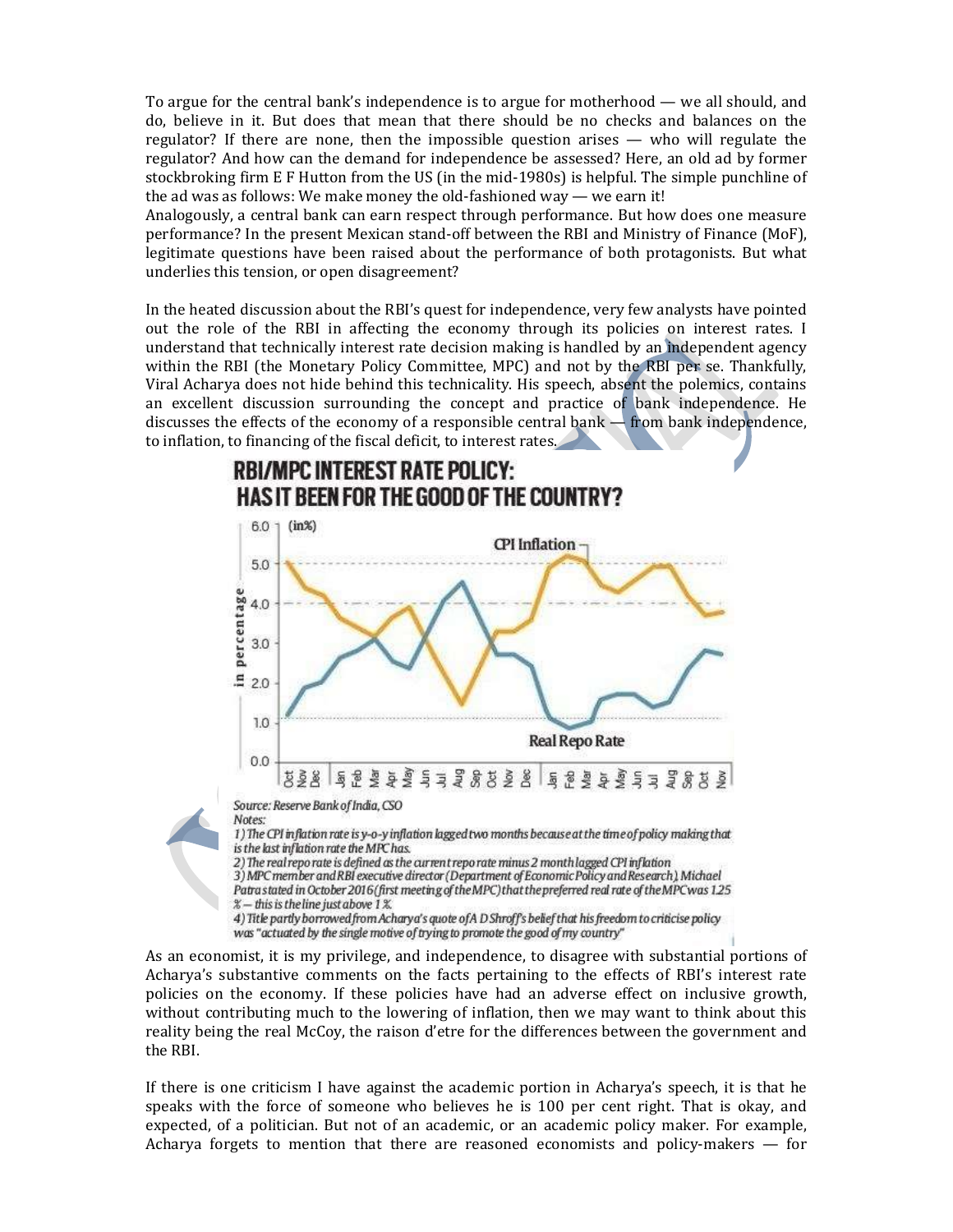To argue for the central bank's independence is to argue for motherhood — we all should, and do, believe in it. But does that mean that there should be no checks and balances on the regulator? If there are none, then the impossible question arises — who will regulate the regulator? And how can the demand for independence be assessed? Here, an old ad by former stockbroking firm E F Hutton from the US (in the mid-1980s) is helpful. The simple punchline of the ad was as follows: We make money the old-fashioned way — we earn it!

Analogously, a central bank can earn respect through performance. But how does one measure performance? In the present Mexican stand-off between the RBI and Ministry of Finance (MoF), legitimate questions have been raised about the performance of both protagonists. But what underlies this tension, or open disagreement?

In the heated discussion about the RBI's quest for independence, very few analysts have pointed out the role of the RBI in affecting the economy through its policies on interest rates. I understand that technically interest rate decision making is handled by an independent agency within the RBI (the Monetary Policy Committee, MPC) and not by the RBI per se. Thankfully, Viral Acharya does not hide behind this technicality. His speech, absent the polemics, contains an excellent discussion surrounding the concept and practice of bank independence. He discusses the effects of the economy of a responsible central bank — from bank independence, to inflation, to financing of the fiscal deficit, to interest rates.

**RBI/MPC INTEREST RATE POLICY: HAS IT BEEN FOR THE GOOD OF THE COUNTRY?**

Source: Reserve Bank of India, CSO

Notes:

1) The CPI inflation rate is y-o-y inflation lagged two months because at the time of policy making that is the last inflation rate the MPC has.

2) The real repo rate is defined as the current repo rate minus 2 month lagged CPI inflation

3) MPC member and RBI executive director (Department of Economic Policy and Research), Michael Patra stated in October 2016 (first meeting of the MPC) that the preferred real rate of the MPC was 1.25 % – this is the line just above 1 %.

4) Title partly borrowed from Acharya's quote of A D Shroff's belief that his freedom to criticise policy was "actuated by the single motive of trying to promote the good of my country"

As an economist, it is my privilege, and independence, to disagree with substantial portions of Acharya's substantive comments on the facts pertaining to the effects of RBI's interest rate policies on the economy. If these policies have had an adverse effect on inclusive growth, without contributing much to the lowering of inflation, then we may want to think about this reality being the real McCoy, the raison d'etre for the differences between the government and the RBI.

If there is one criticism I have against the academic portion in Acharya's speech, it is that he speaks with the force of someone who believes he is 100 per cent right. That is okay, and expected, of a politician. But not of an academic, or an academic policy maker. For example, Acharya forgets to mention that there are reasoned economists and policy-makers — for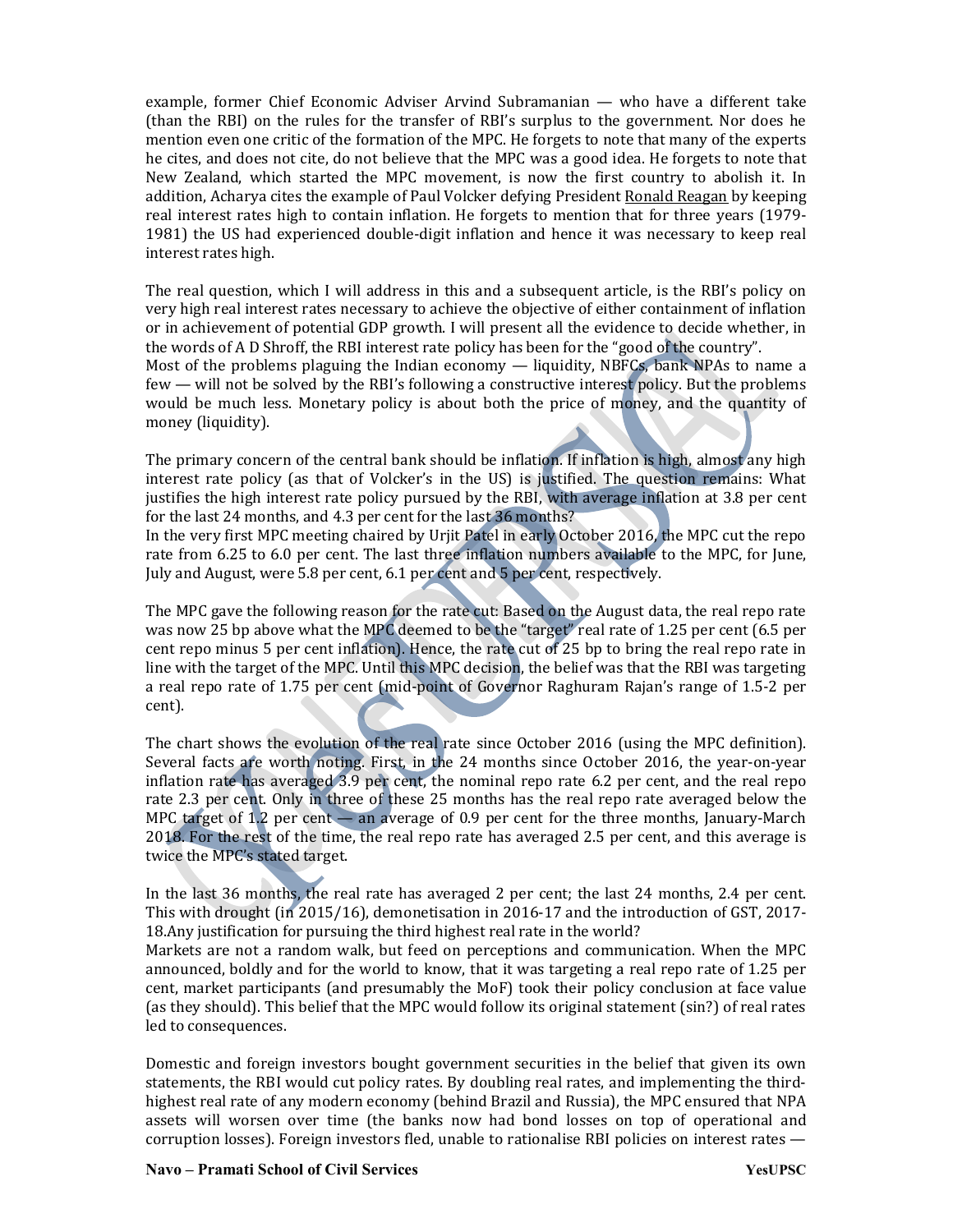example, former Chief Economic Adviser Arvind Subramanian — who have a different take (than the RBI) on the rules for the transfer of RBI's surplus to the government. Nor does he mention even one critic of the formation of the MPC. He forgets to note that many of the experts he cites, and does not cite, do not believe that the MPC was a good idea. He forgets to note that New Zealand, which started the MPC movement, is now the first country to abolish it. In addition, Acharya cites the example of Paul Volcker defying President Ronald Reagan by keeping real interest rates high to contain inflation. He forgets to mention that for three years (1979-1981) the US had experienced double-digit inflation and hence it was necessary to keep real interest rates high.

The real question, which I will address in this and a subsequent article, is the RBI's policy on very high real interest rates necessary to achieve the objective of either containment of inflation or in achievement of potential GDP growth. I will present all the evidence to decide whether, in the words of A D Shroff, the RBI interest rate policy has been for the "good of the country".

Most of the problems plaguing the Indian economy — liquidity, NBFCs, bank NPAs to name a few — will not be solved by the RBI's following a constructive interest policy. But the problems would be much less. Monetary policy is about both the price of money, and the quantity of money (liquidity).

The primary concern of the central bank should be inflation. If inflation is high, almost any high interest rate policy (as that of Volcker's in the US) is justified. The question remains: What justifies the high interest rate policy pursued by the RBI, with average inflation at 3.8 per cent for the last 24 months, and 4.3 per cent for the last 36 months?

In the very first MPC meeting chaired by Urjit Patel in early October 2016, the MPC cut the repo rate from 6.25 to 6.0 per cent. The last three inflation numbers available to the MPC, for June, July and August, were 5.8 per cent, 6.1 per cent and 5 per cent, respectively.

The MPC gave the following reason for the rate cut: Based on the August data, the real repo rate was now 25 bp above what the MPC deemed to be the "target" real rate of 1.25 per cent (6.5 per cent repo minus 5 per cent inflation). Hence, the rate cut of 25 bp to bring the real repo rate in line with the target of the MPC. Until this MPC decision, the belief was that the RBI was targeting a real repo rate of 1.75 per cent (mid-point of Governor Raghuram Rajan's range of 1.5-2 per cent).

The chart shows the evolution of the real rate since October 2016 (using the MPC definition). Several facts are worth noting. First, in the 24 months since October 2016, the year-on-year inflation rate has averaged 3.9 per cent, the nominal repo rate 6.2 per cent, and the real repo rate 2.3 per cent. Only in three of these 25 months has the real repo rate averaged below the MPC target of 1.2 per cent — an average of 0.9 per cent for the three months, January-March 2018. For the rest of the time, the real repo rate has averaged 2.5 per cent, and this average is twice the MPC's stated target.

In the last 36 months, the real rate has averaged 2 per cent; the last 24 months, 2.4 per cent. This with drought (in 2015/16), demonetisation in 2016-17 and the introduction of GST, 2017-18.Any justification for pursuing the third highest real rate in the world?

Markets are not a random walk, but feed on perceptions and communication. When the MPC announced, boldly and for the world to know, that it was targeting a real repo rate of 1.25 per cent, market participants (and presumably the MoF) took their policy conclusion at face value (as they should). This belief that the MPC would follow its original statement (sin?) of real rates led to consequences.

Domestic and foreign investors bought government securities in the belief that given its own statements, the RBI would cut policy rates. By doubling real rates, and implementing the third-highest real rate of any modern economy (behind Brazil and Russia), the MPC ensured that NPA assets will worsen over time (the banks now had bond losses on top of operational and corruption losses). Foreign investors fled, unable to rationalise RBI policies on interest rates —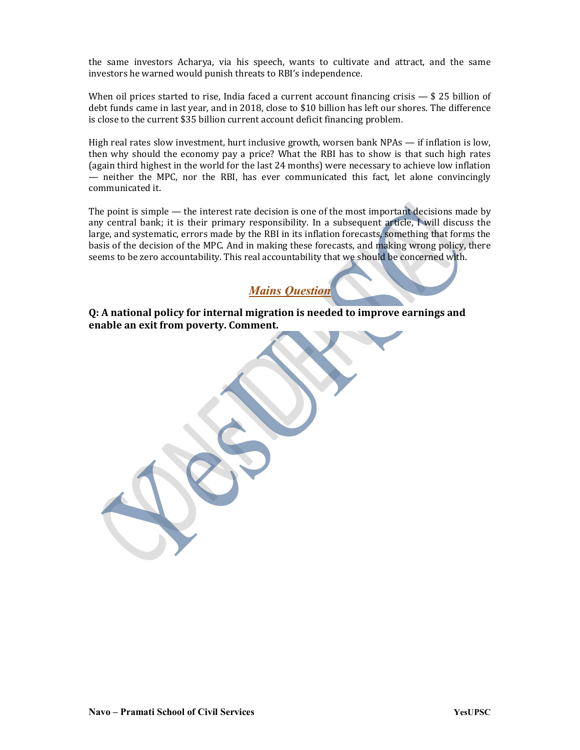the same investors Acharya, via his speech, wants to cultivate and attract, and the same investors he warned would punish threats to RBI's independence.

When oil prices started to rise, India faced a current account financing crisis — $ 25 billion of debt funds came in last year, and in 2018, close to $10 billion has left our shores. The difference is close to the current $35 billion current account deficit financing problem.

High real rates slow investment, hurt inclusive growth, worsen bank NPAs — if inflation is low, then why should the economy pay a price? What the RBI has to show is that such high rates (again third highest in the world for the last 24 months) were necessary to achieve low inflation — neither the MPC, nor the RBI, has ever communicated this fact, let alone convincingly communicated it.

The point is simple — the interest rate decision is one of the most important decisions made by any central bank; it is their primary responsibility. In a subsequent article, I will discuss the large, and systematic, errors made by the RBI in its inflation forecasts, something that forms the basis of the decision of the MPC. And in making these forecasts, and making wrong policy, there seems to be zero accountability. This real accountability that we should be concerned with.

## ***Mains Question***

**Q: A national policy for internal migration is needed to improve earnings and enable an exit from poverty. Comment.**